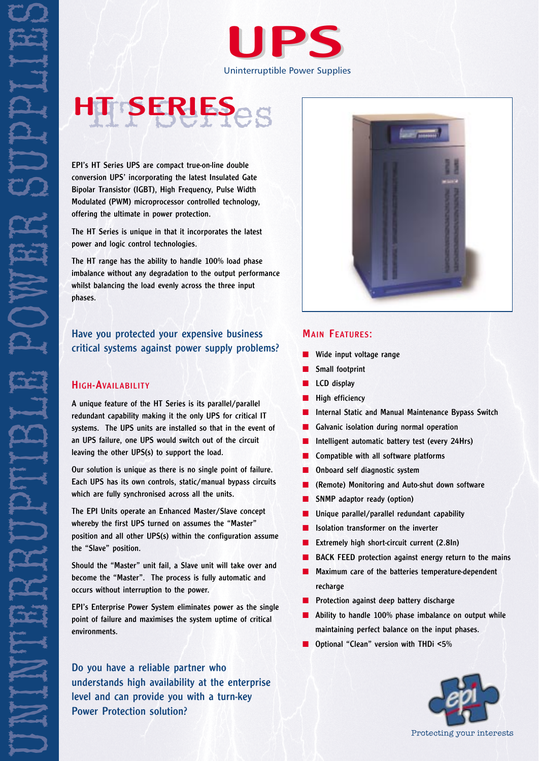# UPS

Uninterruptible Power Supplies

UNINTERRUPTIBLE POWER SUPPLIES

## HT SERIES

EPI's HT Series UPS are compact true-on-line double conversion UPS' incorporating the latest Insulated Gate Bipolar Transistor (IGBT), High Frequency, Pulse Width Modulated (PWM) microprocessor controlled technology, offering the ultimate in power protection.

The HT Series is unique in that it incorporates the latest power and logic control technologies.

The HT range has the ability to handle 100% load phase imbalance without any degradation to the output performance whilst balancing the load evenly across the three input phases.

**Have you protected your expensive business critical systems against power supply problems?**

### High-Availability

A unique feature of the HT Series is its parallel/parallel redundant capability making it the only UPS for critical IT systems. The UPS units are installed so that in the event of an UPS failure, one UPS would switch out of the circuit leaving the other UPS(s) to support the load.

Our solution is unique as there is no single point of failure. Each UPS has its own controls, static/manual bypass circuits which are fully synchronised across all the units.

The EPI Units operate an Enhanced Master/Slave concept whereby the first UPS turned on assumes the "Master" position and all other UPS(s) within the configuration assume the "Slave" position.

Should the "Master" unit fail, a Slave unit will take over and become the "Master". The process is fully automatic and occurs without interruption to the power.

EPI's Enterprise Power System eliminates power as the single point of failure and maximises the system uptime of critical environments.

**Do you have a reliable partner who understands high availability at the enterprise level and can provide you with a turn-key Power Protection solution?**

### Main Features:

- Wide input voltage range
- Small footprint
- LCD display
- High efficiency
- Internal Static and Manual Maintenance Bypass Switch
- Galvanic isolation during normal operation
- Intelligent automatic battery test (every 24Hrs)
- Compatible with all software platforms
- Onboard self diagnostic system
- (Remote) Monitoring and Auto-shut down software
- SNMP adaptor ready (option)
- Unique parallel/parallel redundant capability
- Isolation transformer on the inverter
- Extremely high short-circuit current (2.8In)
- BACK FEED protection against energy return to the mains
- Maximum care of the batteries temperature-dependent recharge
- Protection against deep battery discharge
- Ability to handle 100% phase imbalance on output while maintaining perfect balance on the input phases.
- Optional "Clean" version with THDi <5%

epi

Protecting your interests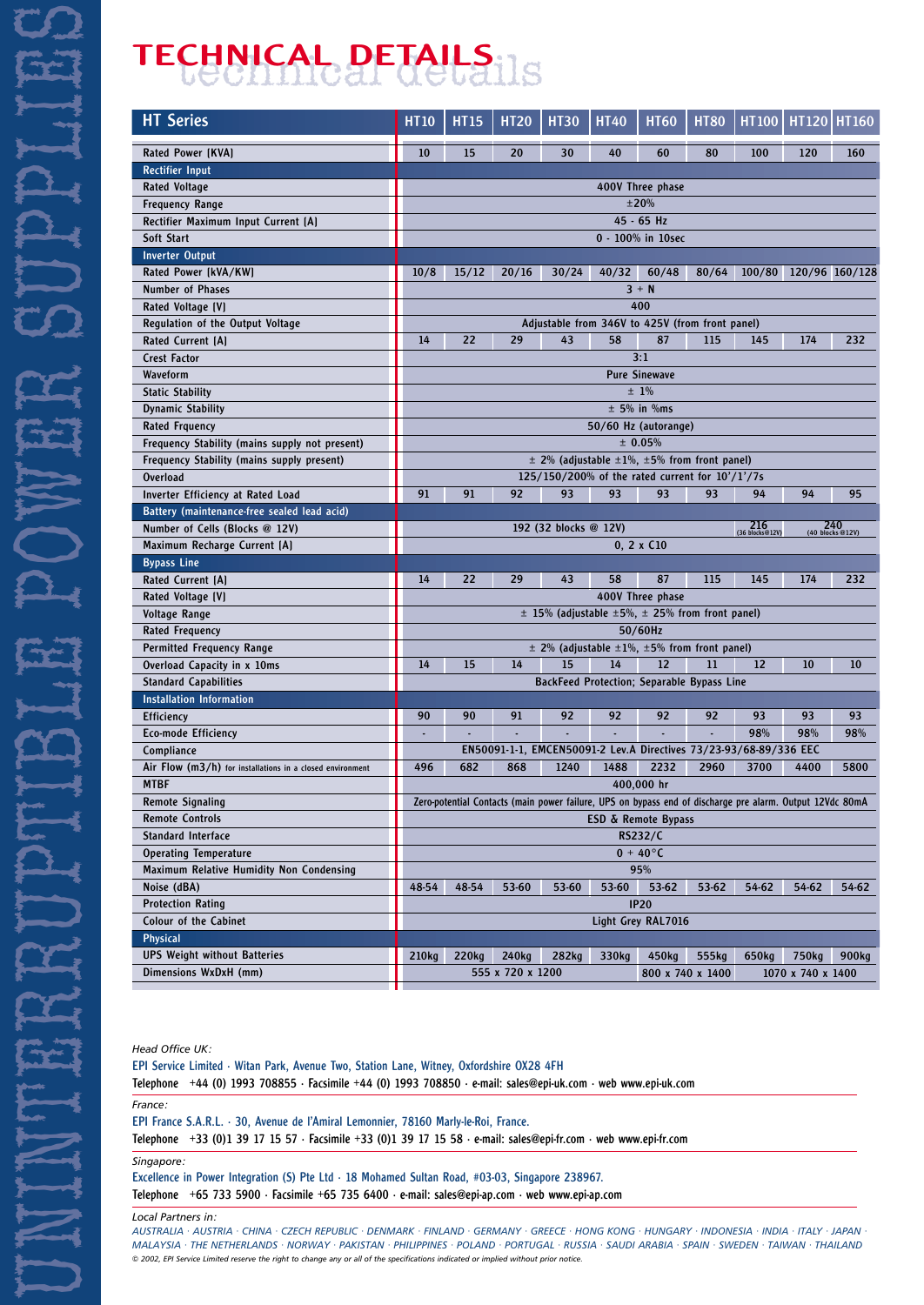# TECHNICAL DETAILS

| HT Series | HT10 | HT15 | HT20 | HT30 | HT40 | HT60 | HT80 | HT100 | HT120 | HT160 |
|---|---|---|---|---|---|---|---|---|---|---|
| Rated Power [KVA] | 10 | 15 | 20 | 30 | 40 | 60 | 80 | 100 | 120 | 160 |
| **Rectifier Input** | | | | | | | | | | |
| Rated Voltage | 400V Three phase | | | | | | | | | |
| Frequency Range | ±20% | | | | | | | | | |
| Rectifier Maximum Input Current [A] | 45 - 65 Hz | | | | | | | | | |
| Soft Start | 0 - 100% in 10sec | | | | | | | | | |
| **Inverter Output** | | | | | | | | | | |
| Rated Power [kVA/KW] | 10/8 | 15/12 | 20/16 | 30/24 | 40/32 | 60/48 | 80/64 | 100/80 | 120/96 | 160/128 |
| Number of Phases | 3 + N | | | | | | | | | |
| Rated Voltage [V] | 400 | | | | | | | | | |
| Regulation of the Output Voltage | Adjustable from 346V to 425V (from front panel) | | | | | | | | | |
| Rated Current [A] | 14 | 22 | 29 | 43 | 58 | 87 | 115 | 145 | 174 | 232 |
| Crest Factor | 3:1 | | | | | | | | | |
| Waveform | Pure Sinewave | | | | | | | | | |
| Static Stability | ± 1% | | | | | | | | | |
| Dynamic Stability | ± 5% in %ms | | | | | | | | | |
| Rated Frquency | 50/60 Hz (autorange) | | | | | | | | | |
| Frequency Stability (mains supply not present) | ± 0.05% | | | | | | | | | |
| Frequency Stability (mains supply present) | ± 2% (adjustable ±1%, ±5% from front panel) | | | | | | | | | |
| Overload | 125/150/200% of the rated current for 10'/1'/7s | | | | | | | | | |
| Inverter Efficiency at Rated Load | 91 | 91 | 92 | 93 | 93 | 93 | 93 | 94 | 94 | 95 |
| **Battery (maintenance-free sealed lead acid)** | | | | | | | | | | |
| Number of Cells (Blocks @ 12V) | 192 (32 blocks @ 12V) | | | | | | | 216 (36 blocks@12V) | 240 (40 blocks@12V) | |
| Maximum Recharge Current [A] | 0, 2 x C10 | | | | | | | | | |
| **Bypass Line** | | | | | | | | | | |
| Rated Current [A] | 14 | 22 | 29 | 43 | 58 | 87 | 115 | 145 | 174 | 232 |
| Rated Voltage [V] | 400V Three phase | | | | | | | | | |
| Voltage Range | ± 15% (adjustable ±5%, ± 25% from front panel) | | | | | | | | | |
| Rated Frequency | 50/60Hz | | | | | | | | | |
| Permitted Frequency Range | ± 2% (adjustable ±1%, ±5% from front panel) | | | | | | | | | |
| Overload Capacity in x 10ms | 14 | 15 | 14 | 15 | 14 | 12 | 11 | 12 | 10 | 10 |
| Standard Capabilities | BackFeed Protection; Separable Bypass Line | | | | | | | | | |
| **Installation Information** | | | | | | | | | | |
| Efficiency | 90 | 90 | 91 | 92 | 92 | 92 | 92 | 93 | 93 | 93 |
| Eco-mode Efficiency | - | - | - | - | - | - | - | 98% | 98% | 98% |
| Compliance | EN50091-1-1, EMCEN50091-2 Lev.A Directives 73/23-93/68-89/336 EEC | | | | | | | | | |
| Air Flow (m3/h) for installations in a closed environment | 496 | 682 | 868 | 1240 | 1488 | 2232 | 2960 | 3700 | 4400 | 5800 |
| MTBF | 400,000 hr | | | | | | | | | |
| Remote Signaling | Zero-potential Contacts (main power failure, UPS on bypass end of discharge pre alarm. Output 12Vdc 80mA | | | | | | | | | |
| Remote Controls | ESD & Remote Bypass | | | | | | | | | |
| Standard Interface | RS232/C | | | | | | | | | |
| Operating Temperature | 0 + 40°C | | | | | | | | | |
| Maximum Relative Humidity Non Condensing | 95% | | | | | | | | | |
| Noise (dBA) | 48-54 | 48-54 | 53-60 | 53-60 | 53-60 | 53-62 | 53-62 | 54-62 | 54-62 | 54-62 |
| Protection Rating | IP20 | | | | | | | | | |
| Colour of the Cabinet | Light Grey RAL7016 | | | | | | | | | |
| **Physical** | | | | | | | | | | |
| UPS Weight without Batteries | 210kg | 220kg | 240kg | 282kg | 330kg | 450kg | 555kg | 650kg | 750kg | 900kg |
| Dimensions WxDxH (mm) | 555 x 720 x 1200 | | | | | 800 x 740 x 1400 | | 1070 x 740 x 1400 | | |

*Head Office UK:*

EPI Service Limited · Witan Park, Avenue Two, Station Lane, Witney, Oxfordshire OX28 4FH

Telephone +44 (0) 1993 708855 · Facsimile +44 (0) 1993 708850 · e-mail: sales@epi-uk.com · web www.epi-uk.com

*France:*

EPI France S.A.R.L. · 30, Avenue de l'Amiral Lemonnier, 78160 Marly-le-Roi, France.

Telephone +33 (0)1 39 17 15 57 · Facsimile +33 (0)1 39 17 15 58 · e-mail: sales@epi-fr.com · web www.epi-fr.com

*Singapore:*

Excellence in Power Integration (S) Pte Ltd · 18 Mohamed Sultan Road, #03-03, Singapore 238967.

Telephone +65 733 5900 · Facsimile +65 735 6400 · e-mail: sales@epi-ap.com · web www.epi-ap.com

*Local Partners in:*

*AUSTRALIA · AUSTRIA · CHINA · CZECH REPUBLIC · DENMARK · FINLAND · GERMANY · GREECE · HONG KONG · HUNGARY · INDONESIA · INDIA · ITALY · JAPAN · MALAYSIA · THE NETHERLANDS · NORWAY · PAKISTAN · PHILIPPINES · POLAND · PORTUGAL · RUSSIA · SAUDI ARABIA · SPAIN · SWEDEN · TAIWAN · THAILAND*

*© 2002, EPI Service Limited reserve the right to change any or all of the specifications indicated or implied without prior notice.*

UNINTERRUPTIBLE POWER SUPPLIES